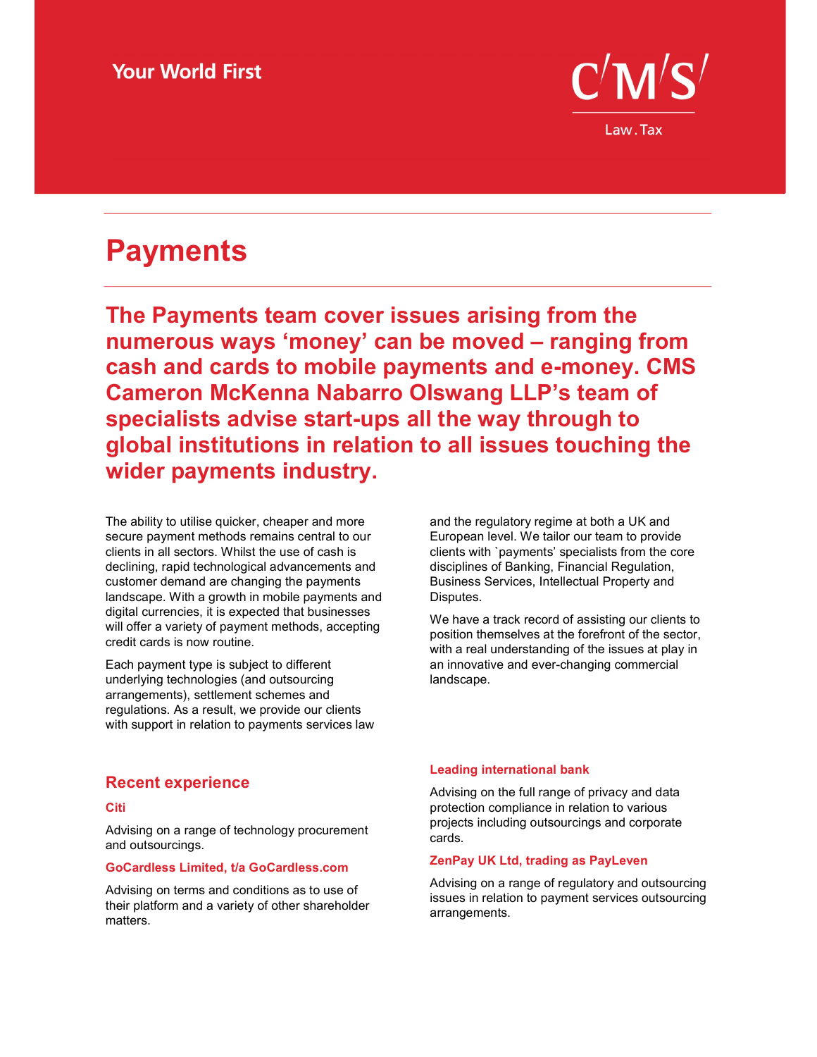Your World First

C/M/S/ Law . Tax

# Payments

**The Payments team cover issues arising from the numerous ways 'money' can be moved – ranging from cash and cards to mobile payments and e-money. CMS Cameron McKenna Nabarro Olswang LLP's team of specialists advise start-ups all the way through to global institutions in relation to all issues touching the wider payments industry.**

The ability to utilise quicker, cheaper and more secure payment methods remains central to our clients in all sectors. Whilst the use of cash is declining, rapid technological advancements and customer demand are changing the payments landscape. With a growth in mobile payments and digital currencies, it is expected that businesses will offer a variety of payment methods, accepting credit cards is now routine.

Each payment type is subject to different underlying technologies (and outsourcing arrangements), settlement schemes and regulations. As a result, we provide our clients with support in relation to payments services law and the regulatory regime at both a UK and European level. We tailor our team to provide clients with `payments' specialists from the core disciplines of Banking, Financial Regulation, Business Services, Intellectual Property and Disputes.

We have a track record of assisting our clients to position themselves at the forefront of the sector, with a real understanding of the issues at play in an innovative and ever-changing commercial landscape.

## Recent experience

### Citi

Advising on a range of technology procurement and outsourcings.

### GoCardless Limited, t/a GoCardless.com

Advising on terms and conditions as to use of their platform and a variety of other shareholder matters.

### Leading international bank

Advising on the full range of privacy and data protection compliance in relation to various projects including outsourcings and corporate cards.

### ZenPay UK Ltd, trading as PayLeven

Advising on a range of regulatory and outsourcing issues in relation to payment services outsourcing arrangements.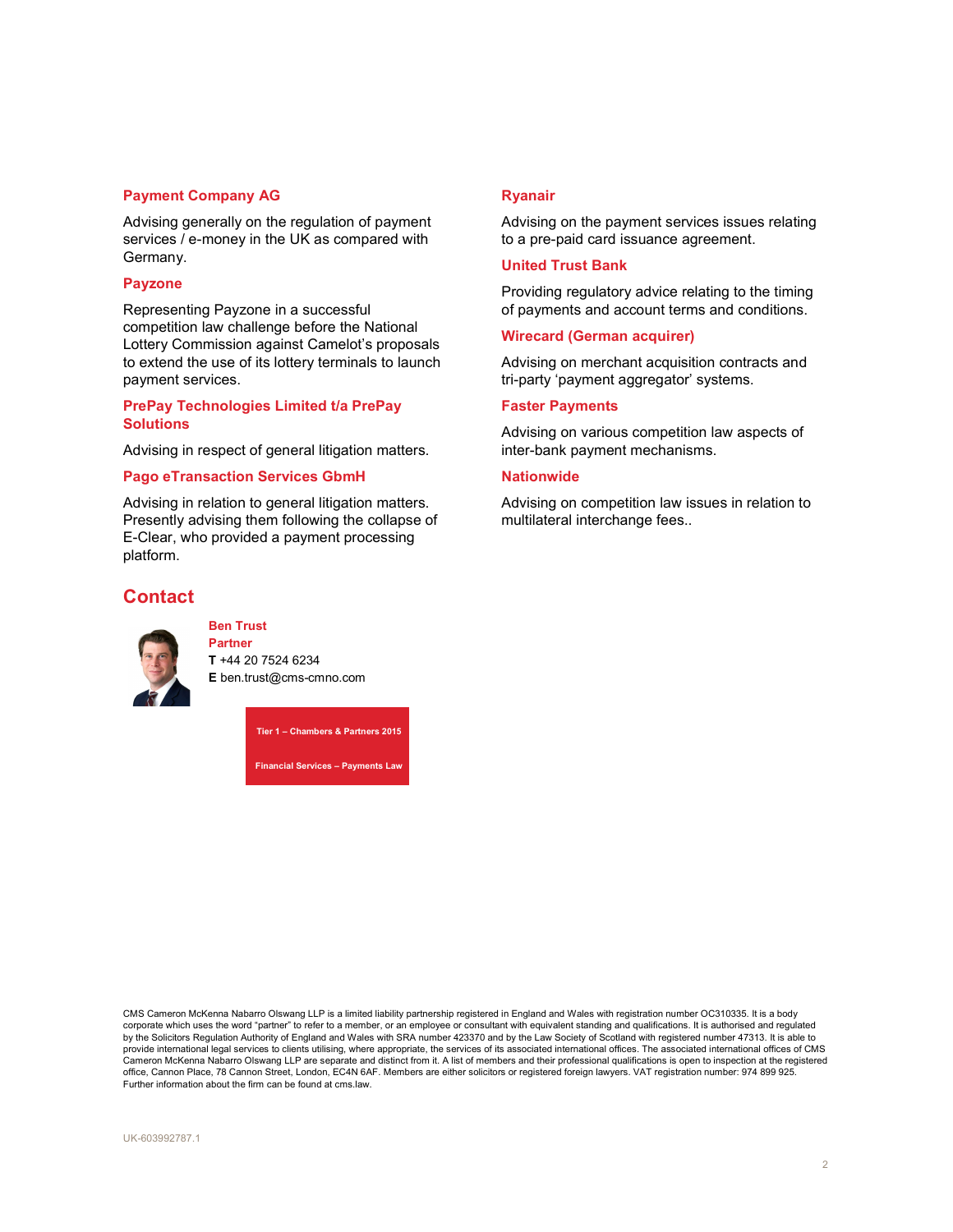### Payment Company AG

Advising generally on the regulation of payment services / e-money in the UK as compared with Germany.

### Payzone

Representing Payzone in a successful competition law challenge before the National Lottery Commission against Camelot's proposals to extend the use of its lottery terminals to launch payment services.

### PrePay Technologies Limited t/a PrePay Solutions

Advising in respect of general litigation matters.

### Pago eTransaction Services GbmH

Advising in relation to general litigation matters. Presently advising them following the collapse of E-Clear, who provided a payment processing platform.

### Ryanair

Advising on the payment services issues relating to a pre-paid card issuance agreement.

### United Trust Bank

Providing regulatory advice relating to the timing of payments and account terms and conditions.

### Wirecard (German acquirer)

Advising on merchant acquisition contracts and tri-party 'payment aggregator' systems.

### Faster Payments

Advising on various competition law aspects of inter-bank payment mechanisms.

### Nationwide

Advising on competition law issues in relation to multilateral interchange fees..

## Contact

**Ben Trust**
**Partner**
**T** +44 20 7524 6234
**E** ben.trust@cms-cmno.com

**Tier 1 – Chambers & Partners 2015**

**Financial Services – Payments Law**

CMS Cameron McKenna Nabarro Olswang LLP is a limited liability partnership registered in England and Wales with registration number OC310335. It is a body corporate which uses the word "partner" to refer to a member, or an employee or consultant with equivalent standing and qualifications. It is authorised and regulated by the Solicitors Regulation Authority of England and Wales with SRA number 423370 and by the Law Society of Scotland with registered number 47313. It is able to provide international legal services to clients utilising, where appropriate, the services of its associated international offices. The associated international offices of CMS Cameron McKenna Nabarro Olswang LLP are separate and distinct from it. A list of members and their professional qualifications is open to inspection at the registered office, Cannon Place, 78 Cannon Street, London, EC4N 6AF. Members are either solicitors or registered foreign lawyers. VAT registration number: 974 899 925. Further information about the firm can be found at cms.law.

UK-603992787.1